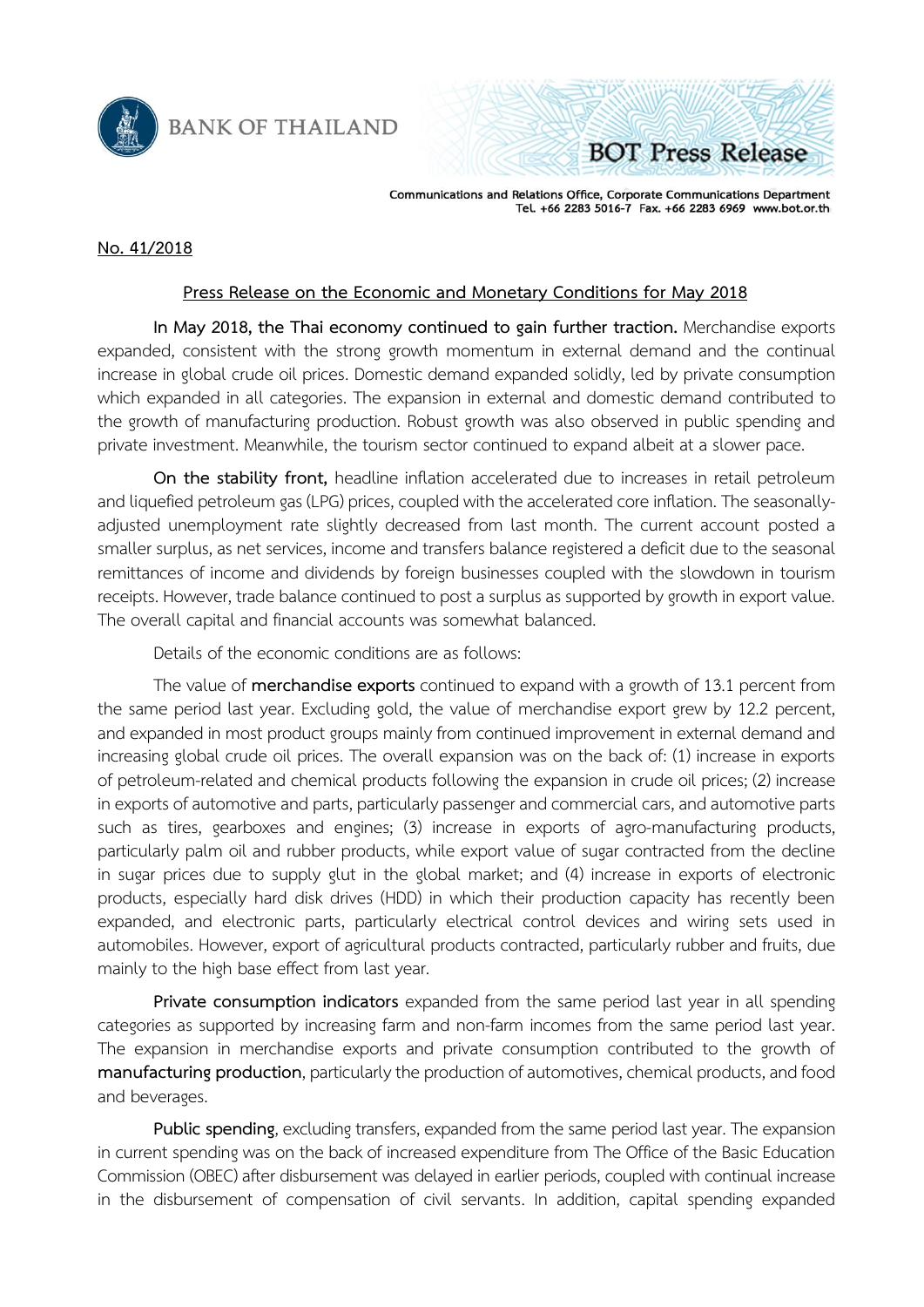BANK OF THAILAND

BOT Press Release

Communications and Relations Office, Corporate Communications Department
Tel. +66 2283 5016-7 Fax. +66 2283 6969 www.bot.or.th

No. 41/2018

## Press Release on the Economic and Monetary Conditions for May 2018

**In May 2018, the Thai economy continued to gain further traction.** Merchandise exports expanded, consistent with the strong growth momentum in external demand and the continual increase in global crude oil prices. Domestic demand expanded solidly, led by private consumption which expanded in all categories. The expansion in external and domestic demand contributed to the growth of manufacturing production. Robust growth was also observed in public spending and private investment. Meanwhile, the tourism sector continued to expand albeit at a slower pace.

**On the stability front,** headline inflation accelerated due to increases in retail petroleum and liquefied petroleum gas (LPG) prices, coupled with the accelerated core inflation. The seasonally-adjusted unemployment rate slightly decreased from last month. The current account posted a smaller surplus, as net services, income and transfers balance registered a deficit due to the seasonal remittances of income and dividends by foreign businesses coupled with the slowdown in tourism receipts. However, trade balance continued to post a surplus as supported by growth in export value. The overall capital and financial accounts was somewhat balanced.

Details of the economic conditions are as follows:

The value of **merchandise exports** continued to expand with a growth of 13.1 percent from the same period last year. Excluding gold, the value of merchandise export grew by 12.2 percent, and expanded in most product groups mainly from continued improvement in external demand and increasing global crude oil prices. The overall expansion was on the back of: (1) increase in exports of petroleum-related and chemical products following the expansion in crude oil prices; (2) increase in exports of automotive and parts, particularly passenger and commercial cars, and automotive parts such as tires, gearboxes and engines; (3) increase in exports of agro-manufacturing products, particularly palm oil and rubber products, while export value of sugar contracted from the decline in sugar prices due to supply glut in the global market; and (4) increase in exports of electronic products, especially hard disk drives (HDD) in which their production capacity has recently been expanded, and electronic parts, particularly electrical control devices and wiring sets used in automobiles. However, export of agricultural products contracted, particularly rubber and fruits, due mainly to the high base effect from last year.

**Private consumption indicators** expanded from the same period last year in all spending categories as supported by increasing farm and non-farm incomes from the same period last year. The expansion in merchandise exports and private consumption contributed to the growth of **manufacturing production**, particularly the production of automotives, chemical products, and food and beverages.

**Public spending**, excluding transfers, expanded from the same period last year. The expansion in current spending was on the back of increased expenditure from The Office of the Basic Education Commission (OBEC) after disbursement was delayed in earlier periods, coupled with continual increase in the disbursement of compensation of civil servants. In addition, capital spending expanded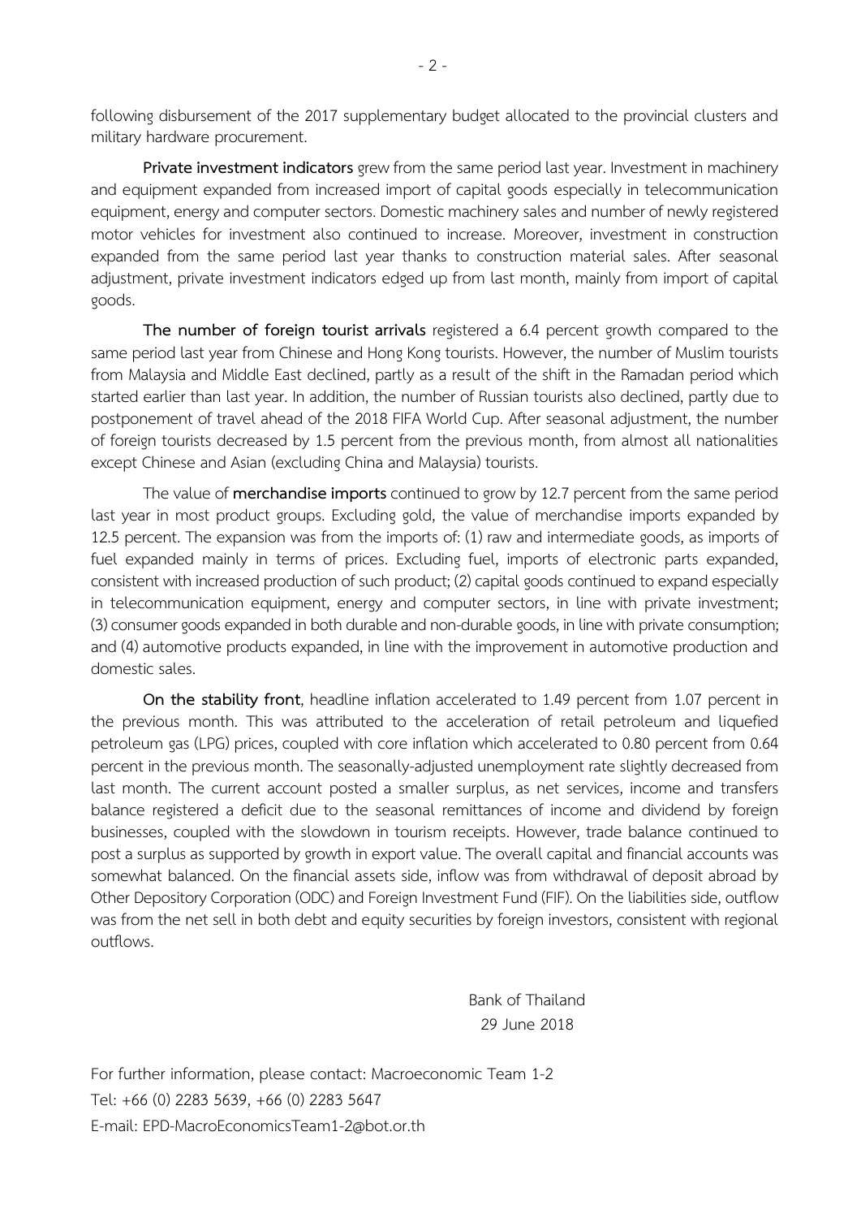following disbursement of the 2017 supplementary budget allocated to the provincial clusters and military hardware procurement.

**Private investment indicators** grew from the same period last year. Investment in machinery and equipment expanded from increased import of capital goods especially in telecommunication equipment, energy and computer sectors. Domestic machinery sales and number of newly registered motor vehicles for investment also continued to increase. Moreover, investment in construction expanded from the same period last year thanks to construction material sales. After seasonal adjustment, private investment indicators edged up from last month, mainly from import of capital goods.

**The number of foreign tourist arrivals** registered a 6.4 percent growth compared to the same period last year from Chinese and Hong Kong tourists. However, the number of Muslim tourists from Malaysia and Middle East declined, partly as a result of the shift in the Ramadan period which started earlier than last year. In addition, the number of Russian tourists also declined, partly due to postponement of travel ahead of the 2018 FIFA World Cup. After seasonal adjustment, the number of foreign tourists decreased by 1.5 percent from the previous month, from almost all nationalities except Chinese and Asian (excluding China and Malaysia) tourists.

The value of **merchandise imports** continued to grow by 12.7 percent from the same period last year in most product groups. Excluding gold, the value of merchandise imports expanded by 12.5 percent. The expansion was from the imports of: (1) raw and intermediate goods, as imports of fuel expanded mainly in terms of prices. Excluding fuel, imports of electronic parts expanded, consistent with increased production of such product; (2) capital goods continued to expand especially in telecommunication equipment, energy and computer sectors, in line with private investment; (3) consumer goods expanded in both durable and non-durable goods, in line with private consumption; and (4) automotive products expanded, in line with the improvement in automotive production and domestic sales.

**On the stability front**, headline inflation accelerated to 1.49 percent from 1.07 percent in the previous month. This was attributed to the acceleration of retail petroleum and liquefied petroleum gas (LPG) prices, coupled with core inflation which accelerated to 0.80 percent from 0.64 percent in the previous month. The seasonally-adjusted unemployment rate slightly decreased from last month. The current account posted a smaller surplus, as net services, income and transfers balance registered a deficit due to the seasonal remittances of income and dividend by foreign businesses, coupled with the slowdown in tourism receipts. However, trade balance continued to post a surplus as supported by growth in export value. The overall capital and financial accounts was somewhat balanced. On the financial assets side, inflow was from withdrawal of deposit abroad by Other Depository Corporation (ODC) and Foreign Investment Fund (FIF). On the liabilities side, outflow was from the net sell in both debt and equity securities by foreign investors, consistent with regional outflows.

Bank of Thailand
29 June 2018

For further information, please contact: Macroeconomic Team 1-2
Tel: +66 (0) 2283 5639, +66 (0) 2283 5647
E-mail: EPD-MacroEconomicsTeam1-2@bot.or.th